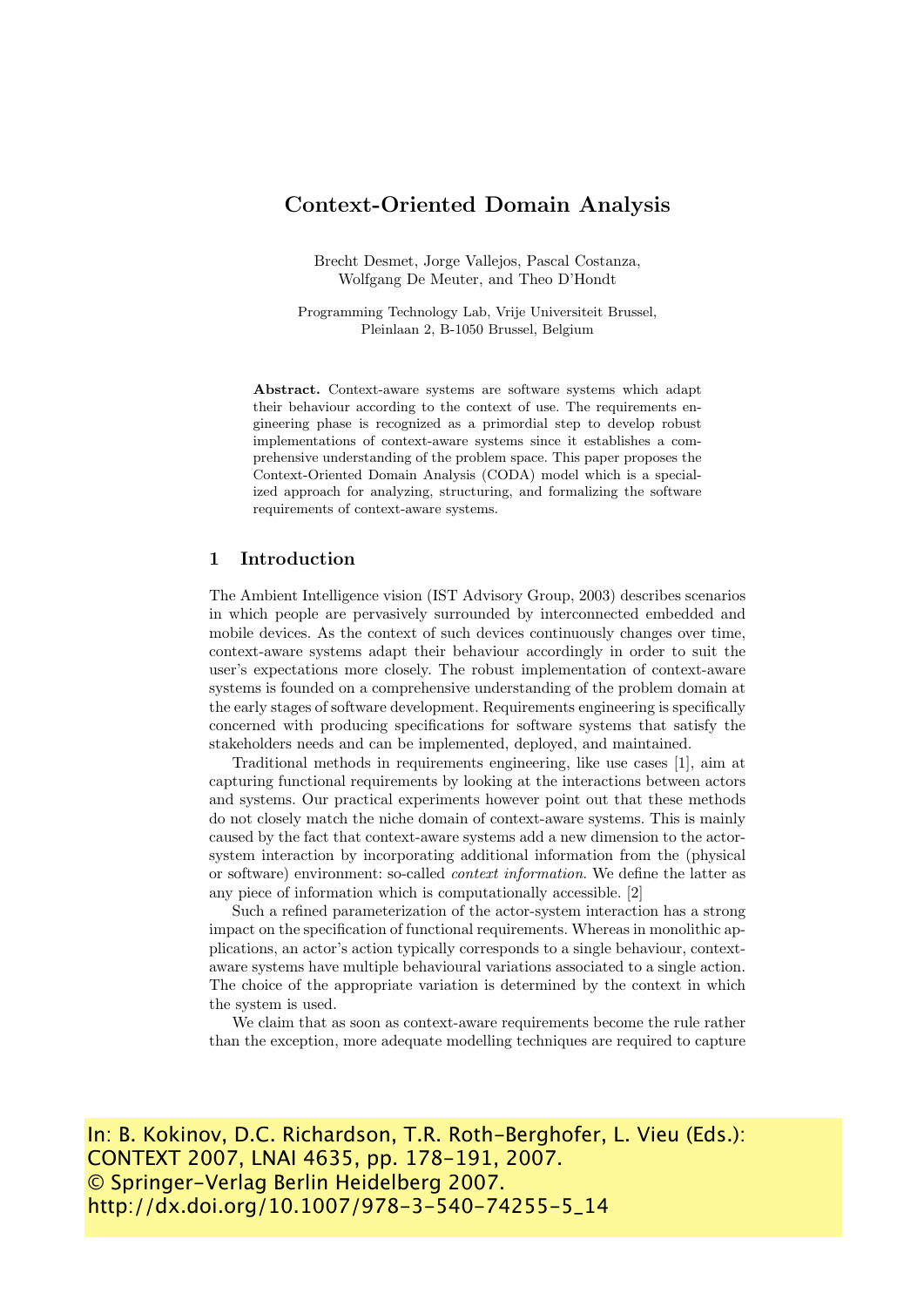# Context-Oriented Domain Analysis

Brecht Desmet, Jorge Vallejos, Pascal Costanza, Wolfgang De Meuter, and Theo D'Hondt

Programming Technology Lab, Vrije Universiteit Brussel, Pleinlaan 2, B-1050 Brussel, Belgium

**Abstract.** Context-aware systems are software systems which adapt their behaviour according to the context of use. The requirements engineering phase is recognized as a primordial step to develop robust implementations of context-aware systems since it establishes a comprehensive understanding of the problem space. This paper proposes the Context-Oriented Domain Analysis (CODA) model which is a specialized approach for analyzing, structuring, and formalizing the software requirements of context-aware systems.

## 1 Introduction

The Ambient Intelligence vision (IST Advisory Group, 2003) describes scenarios in which people are pervasively surrounded by interconnected embedded and mobile devices. As the context of such devices continuously changes over time, context-aware systems adapt their behaviour accordingly in order to suit the user's expectations more closely. The robust implementation of context-aware systems is founded on a comprehensive understanding of the problem domain at the early stages of software development. Requirements engineering is specifically concerned with producing specifications for software systems that satisfy the stakeholders needs and can be implemented, deployed, and maintained.

Traditional methods in requirements engineering, like use cases [1], aim at capturing functional requirements by looking at the interactions between actors and systems. Our practical experiments however point out that these methods do not closely match the niche domain of context-aware systems. This is mainly caused by the fact that context-aware systems add a new dimension to the actor-system interaction by incorporating additional information from the (physical or software) environment: so-called *context information*. We define the latter as any piece of information which is computationally accessible. [2]

Such a refined parameterization of the actor-system interaction has a strong impact on the specification of functional requirements. Whereas in monolithic applications, an actor's action typically corresponds to a single behaviour, context-aware systems have multiple behavioural variations associated to a single action. The choice of the appropriate variation is determined by the context in which the system is used.

We claim that as soon as context-aware requirements become the rule rather than the exception, more adequate modelling techniques are required to capture

In: B. Kokinov, D.C. Richardson, T.R. Roth-Berghofer, L. Vieu (Eds.): CONTEXT 2007, LNAI 4635, pp. 178–191, 2007.
© Springer-Verlag Berlin Heidelberg 2007.
http://dx.doi.org/10.1007/978-3-540-74255-5_14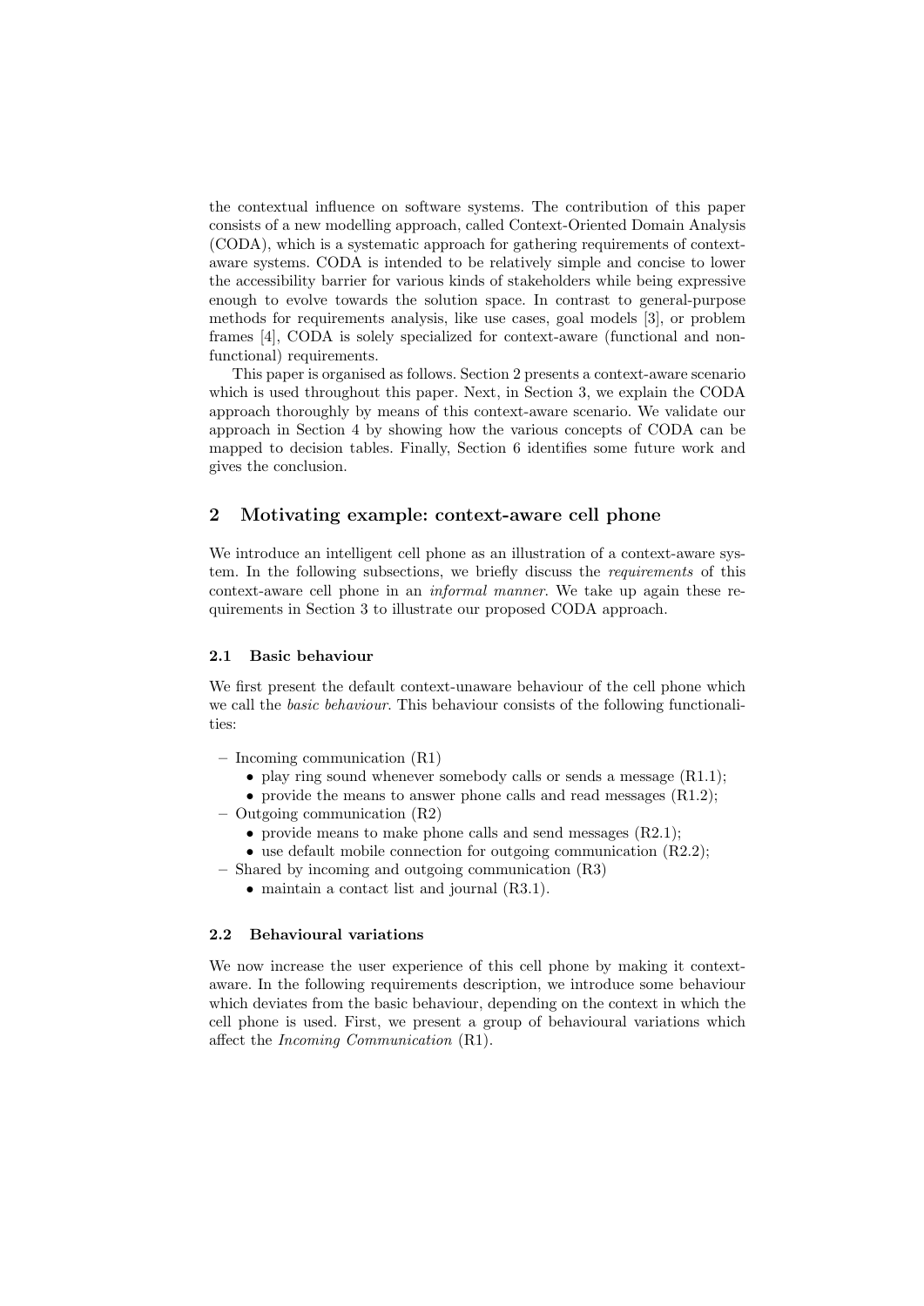the contextual influence on software systems. The contribution of this paper consists of a new modelling approach, called Context-Oriented Domain Analysis (CODA), which is a systematic approach for gathering requirements of context-aware systems. CODA is intended to be relatively simple and concise to lower the accessibility barrier for various kinds of stakeholders while being expressive enough to evolve towards the solution space. In contrast to general-purpose methods for requirements analysis, like use cases, goal models [3], or problem frames [4], CODA is solely specialized for context-aware (functional and non-functional) requirements.

This paper is organised as follows. Section 2 presents a context-aware scenario which is used throughout this paper. Next, in Section 3, we explain the CODA approach thoroughly by means of this context-aware scenario. We validate our approach in Section 4 by showing how the various concepts of CODA can be mapped to decision tables. Finally, Section 6 identifies some future work and gives the conclusion.

## 2 Motivating example: context-aware cell phone

We introduce an intelligent cell phone as an illustration of a context-aware system. In the following subsections, we briefly discuss the *requirements* of this context-aware cell phone in an *informal manner*. We take up again these requirements in Section 3 to illustrate our proposed CODA approach.

### 2.1 Basic behaviour

We first present the default context-unaware behaviour of the cell phone which we call the *basic behaviour*. This behaviour consists of the following functionalities:

- Incoming communication (R1)
  - play ring sound whenever somebody calls or sends a message (R1.1);
  - provide the means to answer phone calls and read messages (R1.2);
- Outgoing communication (R2)
  - provide means to make phone calls and send messages (R2.1);
  - use default mobile connection for outgoing communication (R2.2);
- Shared by incoming and outgoing communication (R3)
  - maintain a contact list and journal (R3.1).

### 2.2 Behavioural variations

We now increase the user experience of this cell phone by making it context-aware. In the following requirements description, we introduce some behaviour which deviates from the basic behaviour, depending on the context in which the cell phone is used. First, we present a group of behavioural variations which affect the *Incoming Communication* (R1).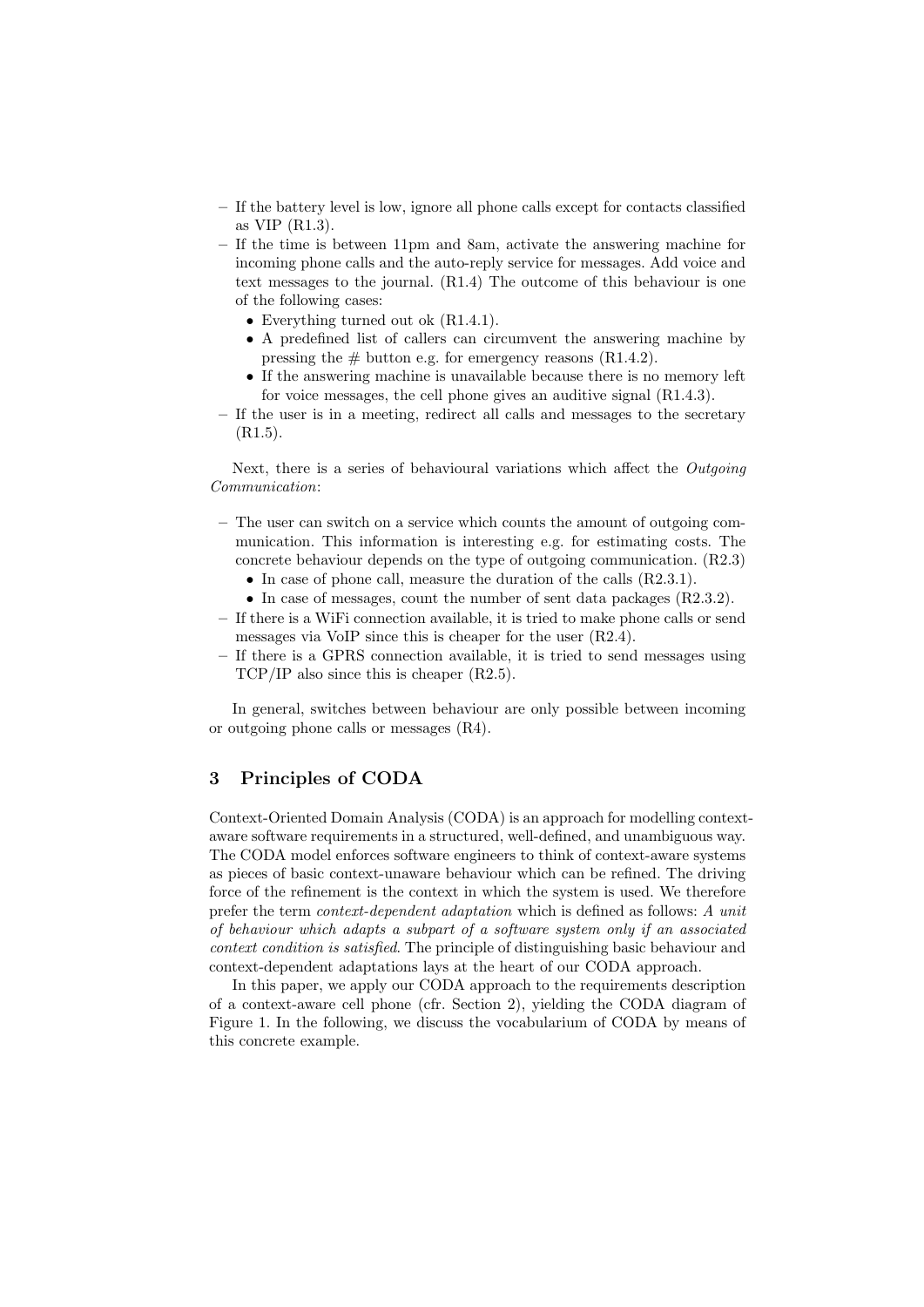– If the battery level is low, ignore all phone calls except for contacts classified as VIP (R1.3).
– If the time is between 11pm and 8am, activate the answering machine for incoming phone calls and the auto-reply service for messages. Add voice and text messages to the journal. (R1.4) The outcome of this behaviour is one of the following cases:
  - Everything turned out ok (R1.4.1).
  - A predefined list of callers can circumvent the answering machine by pressing the # button e.g. for emergency reasons (R1.4.2).
  - If the answering machine is unavailable because there is no memory left for voice messages, the cell phone gives an auditive signal (R1.4.3).
– If the user is in a meeting, redirect all calls and messages to the secretary (R1.5).

Next, there is a series of behavioural variations which affect the *Outgoing Communication*:

– The user can switch on a service which counts the amount of outgoing communication. This information is interesting e.g. for estimating costs. The concrete behaviour depends on the type of outgoing communication. (R2.3)
  - In case of phone call, measure the duration of the calls (R2.3.1).
  - In case of messages, count the number of sent data packages (R2.3.2).
– If there is a WiFi connection available, it is tried to make phone calls or send messages via VoIP since this is cheaper for the user (R2.4).
– If there is a GPRS connection available, it is tried to send messages using TCP/IP also since this is cheaper (R2.5).

In general, switches between behaviour are only possible between incoming or outgoing phone calls or messages (R4).

## 3 Principles of CODA

Context-Oriented Domain Analysis (CODA) is an approach for modelling context-aware software requirements in a structured, well-defined, and unambiguous way. The CODA model enforces software engineers to think of context-aware systems as pieces of basic context-unaware behaviour which can be refined. The driving force of the refinement is the context in which the system is used. We therefore prefer the term *context-dependent adaptation* which is defined as follows: *A unit of behaviour which adapts a subpart of a software system only if an associated context condition is satisfied*. The principle of distinguishing basic behaviour and context-dependent adaptations lays at the heart of our CODA approach.

In this paper, we apply our CODA approach to the requirements description of a context-aware cell phone (cfr. Section 2), yielding the CODA diagram of Figure 1. In the following, we discuss the vocabularium of CODA by means of this concrete example.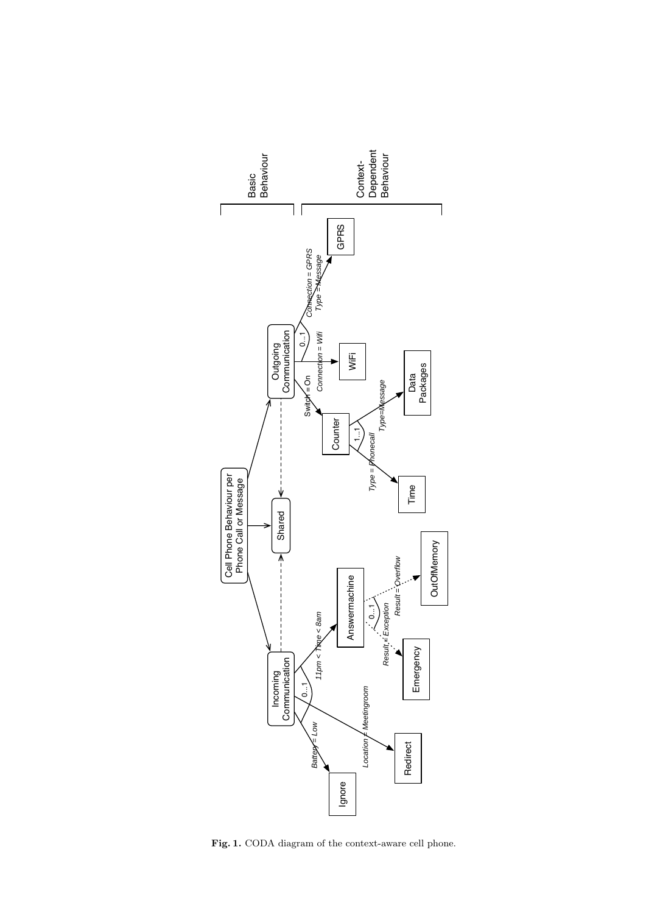Basic Behaviour

Context-Dependent Behaviour

Cell Phone Behaviour per Phone Call or Message

Outgoing Communication

Shared

Incoming Communication

Switch = On

Counter

Connection = Wifi

WiFi

Connection = GPRS
Type = Message

GPRS

0...1

1...1

Type=Message

Data Packages

Type = Phonecall

Time

Battery = Low

Ignore

Location = Meetingroom

Redirect

11pm < Time < 8am

Answermachine

Result = Exception

Emergency

Result = Overflow

OutOfMemory

**Fig. 1.** CODA diagram of the context-aware cell phone.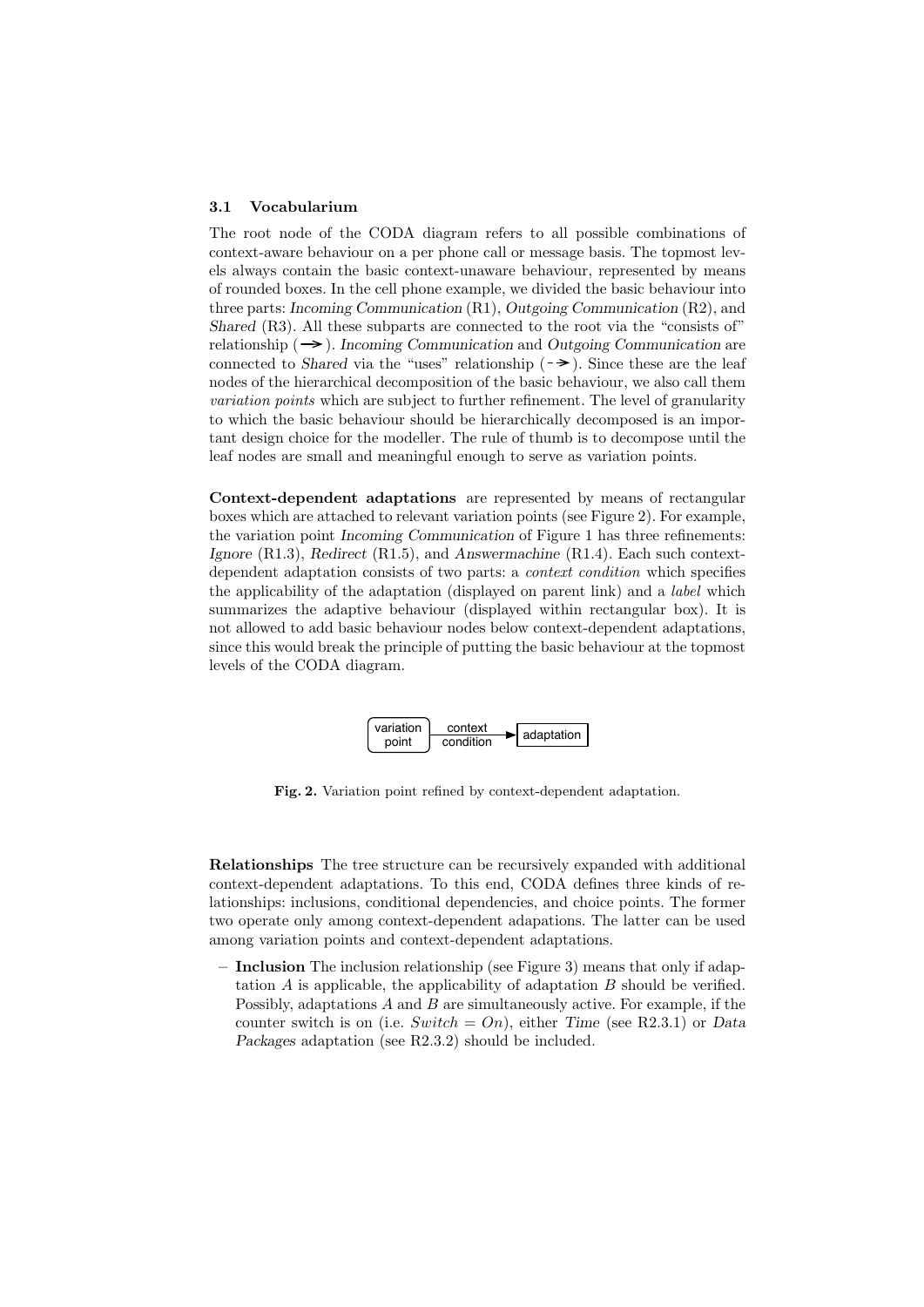### 3.1 Vocabularium

The root node of the CODA diagram refers to all possible combinations of context-aware behaviour on a per phone call or message basis. The topmost levels always contain the basic context-unaware behaviour, represented by means of rounded boxes. In the cell phone example, we divided the basic behaviour into three parts: *Incoming Communication* (R1), *Outgoing Communication* (R2), and *Shared* (R3). All these subparts are connected to the root via the "consists of" relationship (→). *Incoming Communication* and *Outgoing Communication* are connected to *Shared* via the "uses" relationship (- ->). Since these are the leaf nodes of the hierarchical decomposition of the basic behaviour, we also call them *variation points* which are subject to further refinement. The level of granularity to which the basic behaviour should be hierarchically decomposed is an important design choice for the modeller. The rule of thumb is to decompose until the leaf nodes are small and meaningful enough to serve as variation points.

**Context-dependent adaptations** are represented by means of rectangular boxes which are attached to relevant variation points (see Figure 2). For example, the variation point *Incoming Communication* of Figure 1 has three refinements: *Ignore* (R1.3), *Redirect* (R1.5), and *Answermachine* (R1.4). Each such context-dependent adaptation consists of two parts: a *context condition* which specifies the applicability of the adaptation (displayed on parent link) and a *label* which summarizes the adaptive behaviour (displayed within rectangular box). It is not allowed to add basic behaviour nodes below context-dependent adaptations, since this would break the principle of putting the basic behaviour at the topmost levels of the CODA diagram.

variation point
context condition
adaptation

**Fig. 2.** Variation point refined by context-dependent adaptation.

**Relationships** The tree structure can be recursively expanded with additional context-dependent adaptations. To this end, CODA defines three kinds of relationships: inclusions, conditional dependencies, and choice points. The former two operate only among context-dependent adapations. The latter can be used among variation points and context-dependent adaptations.

- **Inclusion** The inclusion relationship (see Figure 3) means that only if adaptation $A$ is applicable, the applicability of adaptation $B$ should be verified. Possibly, adaptations $A$ and $B$ are simultaneously active. For example, if the counter switch is on (i.e. $Switch = On$), either *Time* (see R2.3.1) or *Data Packages* adaptation (see R2.3.2) should be included.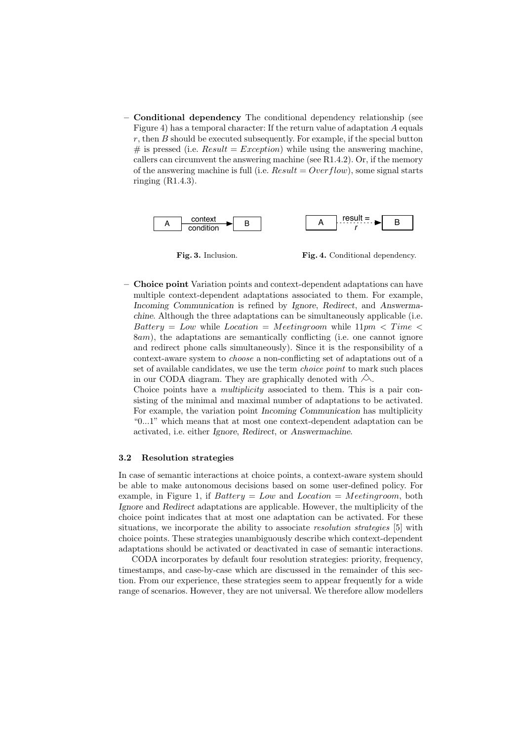– **Conditional dependency** The conditional dependency relationship (see Figure 4) has a temporal character: If the return value of adaptation $A$ equals $r$, then $B$ should be executed subsequently. For example, if the special button # is pressed (i.e. $Result = Exception$) while using the answering machine, callers can circumvent the answering machine (see R1.4.2). Or, if the memory of the answering machine is full (i.e. $Result = Overflow$), some signal starts ringing (R1.4.3).

**Fig. 3.** Inclusion.

**Fig. 4.** Conditional dependency.

– **Choice point** Variation points and context-dependent adaptations can have multiple context-dependent adaptations associated to them. For example, *Incoming Communication* is refined by *Ignore*, *Redirect*, and *Answermachine*. Although the three adaptations can be simultaneously applicable (i.e. $Battery = Low$ while $Location = Meetingroom$ while $11pm < Time < 8am$), the adaptations are semantically conflicting (i.e. one cannot ignore and redirect phone calls simultaneously). Since it is the responsibility of a context-aware system to *choose* a non-conflicting set of adaptations out of a set of available candidates, we use the term *choice point* to mark such places in our CODA diagram. They are graphically denoted with ⟑.
Choice points have a *multiplicity* associated to them. This is a pair consisting of the minimal and maximal number of adaptations to be activated. For example, the variation point *Incoming Communication* has multiplicity "0...1" which means that at most one context-dependent adaptation can be activated, i.e. either *Ignore*, *Redirect*, or *Answermachine*.

### 3.2 Resolution strategies

In case of semantic interactions at choice points, a context-aware system should be able to make autonomous decisions based on some user-defined policy. For example, in Figure 1, if $Battery = Low$ and $Location = Meetingroom$, both *Ignore* and *Redirect* adaptations are applicable. However, the multiplicity of the choice point indicates that at most one adaptation can be activated. For these situations, we incorporate the ability to associate *resolution strategies* [5] with choice points. These strategies unambiguously describe which context-dependent adaptations should be activated or deactivated in case of semantic interactions.

CODA incorporates by default four resolution strategies: priority, frequency, timestamps, and case-by-case which are discussed in the remainder of this section. From our experience, these strategies seem to appear frequently for a wide range of scenarios. However, they are not universal. We therefore allow modellers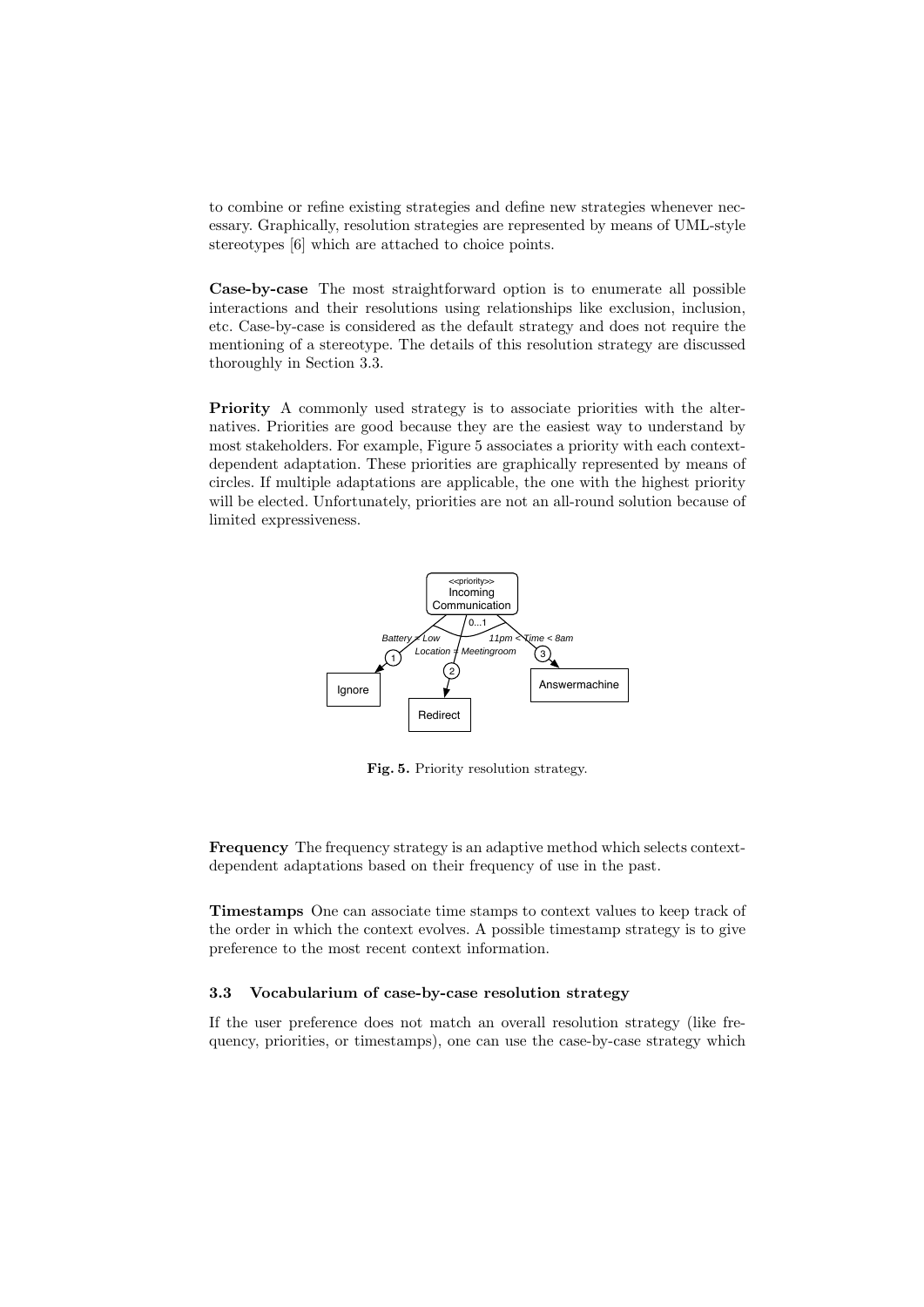to combine or refine existing strategies and define new strategies whenever necessary. Graphically, resolution strategies are represented by means of UML-style stereotypes [6] which are attached to choice points.

**Case-by-case** The most straightforward option is to enumerate all possible interactions and their resolutions using relationships like exclusion, inclusion, etc. Case-by-case is considered as the default strategy and does not require the mentioning of a stereotype. The details of this resolution strategy are discussed thoroughly in Section 3.3.

**Priority** A commonly used strategy is to associate priorities with the alternatives. Priorities are good because they are the easiest way to understand by most stakeholders. For example, Figure 5 associates a priority with each context-dependent adaptation. These priorities are graphically represented by means of circles. If multiple adaptations are applicable, the one with the highest priority will be elected. Unfortunately, priorities are not an all-round solution because of limited expressiveness.

**Fig. 5.** Priority resolution strategy.

**Frequency** The frequency strategy is an adaptive method which selects context-dependent adaptations based on their frequency of use in the past.

**Timestamps** One can associate time stamps to context values to keep track of the order in which the context evolves. A possible timestamp strategy is to give preference to the most recent context information.

### 3.3 Vocabularium of case-by-case resolution strategy

If the user preference does not match an overall resolution strategy (like frequency, priorities, or timestamps), one can use the case-by-case strategy which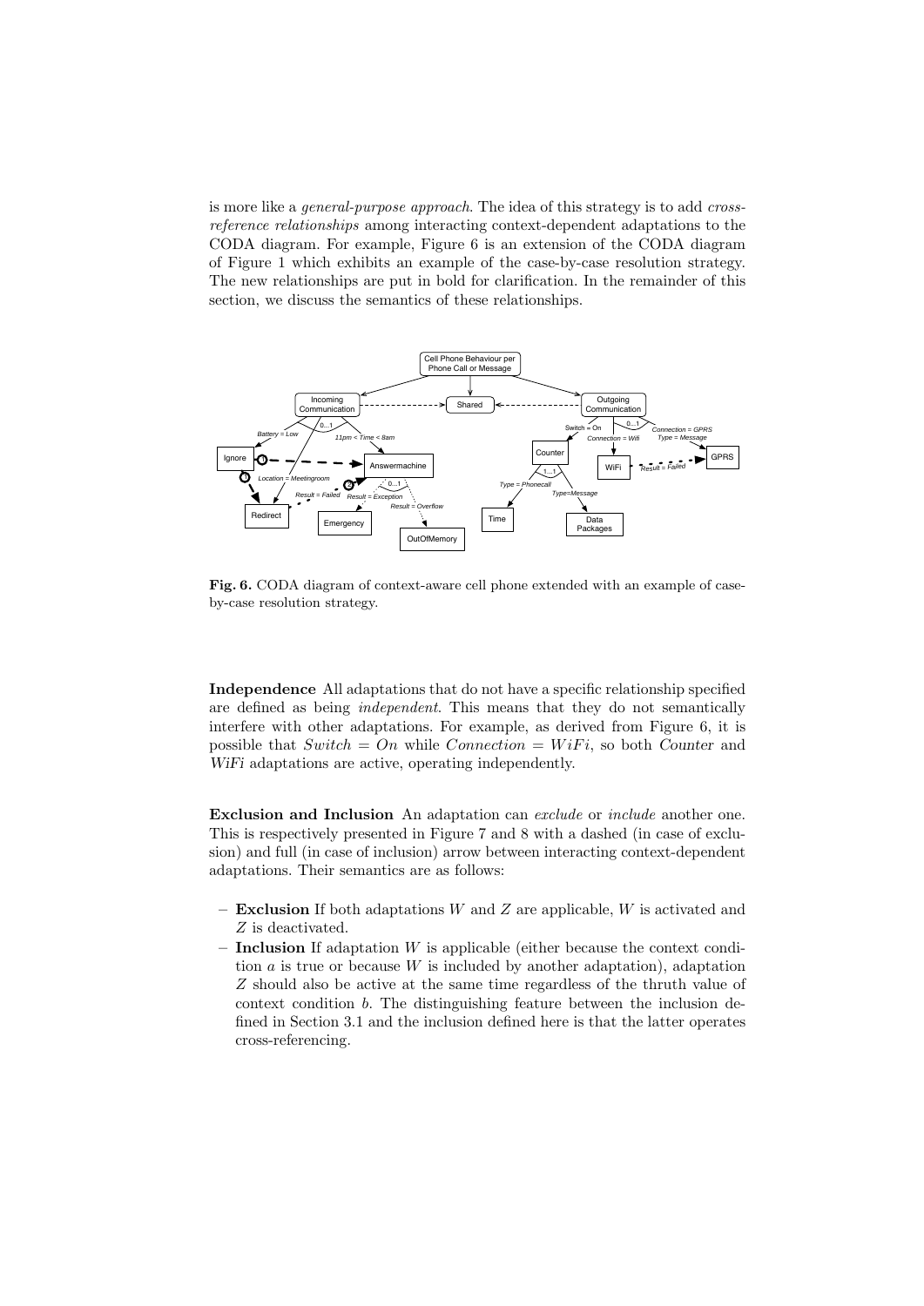is more like a *general-purpose approach*. The idea of this strategy is to add *cross-reference relationships* among interacting context-dependent adaptations to the CODA diagram. For example, Figure 6 is an extension of the CODA diagram of Figure 1 which exhibits an example of the case-by-case resolution strategy. The new relationships are put in bold for clarification. In the remainder of this section, we discuss the semantics of these relationships.

**Fig. 6.** CODA diagram of context-aware cell phone extended with an example of case-by-case resolution strategy.

**Independence** All adaptations that do not have a specific relationship specified are defined as being *independent*. This means that they do not semantically interfere with other adaptations. For example, as derived from Figure 6, it is possible that $Switch = On$ while $Connection = WiFi$, so both *Counter* and *WiFi* adaptations are active, operating independently.

**Exclusion and Inclusion** An adaptation can *exclude* or *include* another one. This is respectively presented in Figure 7 and 8 with a dashed (in case of exclusion) and full (in case of inclusion) arrow between interacting context-dependent adaptations. Their semantics are as follows:

- **Exclusion** If both adaptations $W$ and $Z$ are applicable, $W$ is activated and $Z$ is deactivated.
- **Inclusion** If adaptation $W$ is applicable (either because the context condition $a$ is true or because $W$ is included by another adaptation), adaptation $Z$ should also be active at the same time regardless of the thruth value of context condition $b$. The distinguishing feature between the inclusion defined in Section 3.1 and the inclusion defined here is that the latter operates cross-referencing.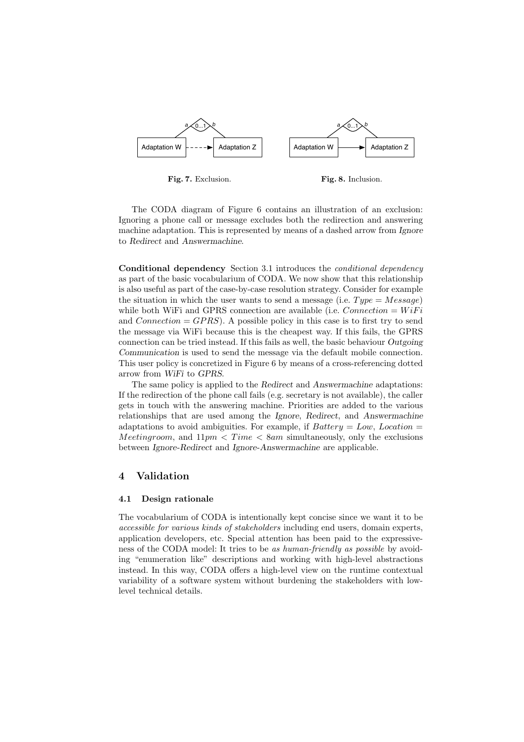a 0...1 b

Adaptation W → Adaptation Z

**Fig. 7.** Exclusion.

a 0...1 b

Adaptation W → Adaptation Z

**Fig. 8.** Inclusion.

The CODA diagram of Figure 6 contains an illustration of an exclusion: Ignoring a phone call or message excludes both the redirection and answering machine adaptation. This is represented by means of a dashed arrow from *Ignore* to *Redirect* and *Answermachine*.

**Conditional dependency** Section 3.1 introduces the *conditional dependency* as part of the basic vocabularium of CODA. We now show that this relationship is also useful as part of the case-by-case resolution strategy. Consider for example the situation in which the user wants to send a message (i.e. $Type = Message$) while both WiFi and GPRS connection are available (i.e. $Connection = WiFi$ and $Connection = GPRS$). A possible policy in this case is to first try to send the message via WiFi because this is the cheapest way. If this fails, the GPRS connection can be tried instead. If this fails as well, the basic behaviour *Outgoing Communication* is used to send the message via the default mobile connection. This user policy is concretized in Figure 6 by means of a cross-referencing dotted arrow from *WiFi* to *GPRS*.

The same policy is applied to the *Redirect* and *Answermachine* adaptations: If the redirection of the phone call fails (e.g. secretary is not available), the caller gets in touch with the answering machine. Priorities are added to the various relationships that are used among the *Ignore*, *Redirect*, and *Answermachine* adaptations to avoid ambiguities. For example, if $Battery = Low$, $Location = Meetingroom$, and $11pm < Time < 8am$ simultaneously, only the exclusions between *Ignore-Redirect* and *Ignore-Answermachine* are applicable.

## 4 Validation

### 4.1 Design rationale

The vocabularium of CODA is intentionally kept concise since we want it to be *accessible for various kinds of stakeholders* including end users, domain experts, application developers, etc. Special attention has been paid to the expressiveness of the CODA model: It tries to be *as human-friendly as possible* by avoiding "enumeration like" descriptions and working with high-level abstractions instead. In this way, CODA offers a high-level view on the runtime contextual variability of a software system without burdening the stakeholders with low-level technical details.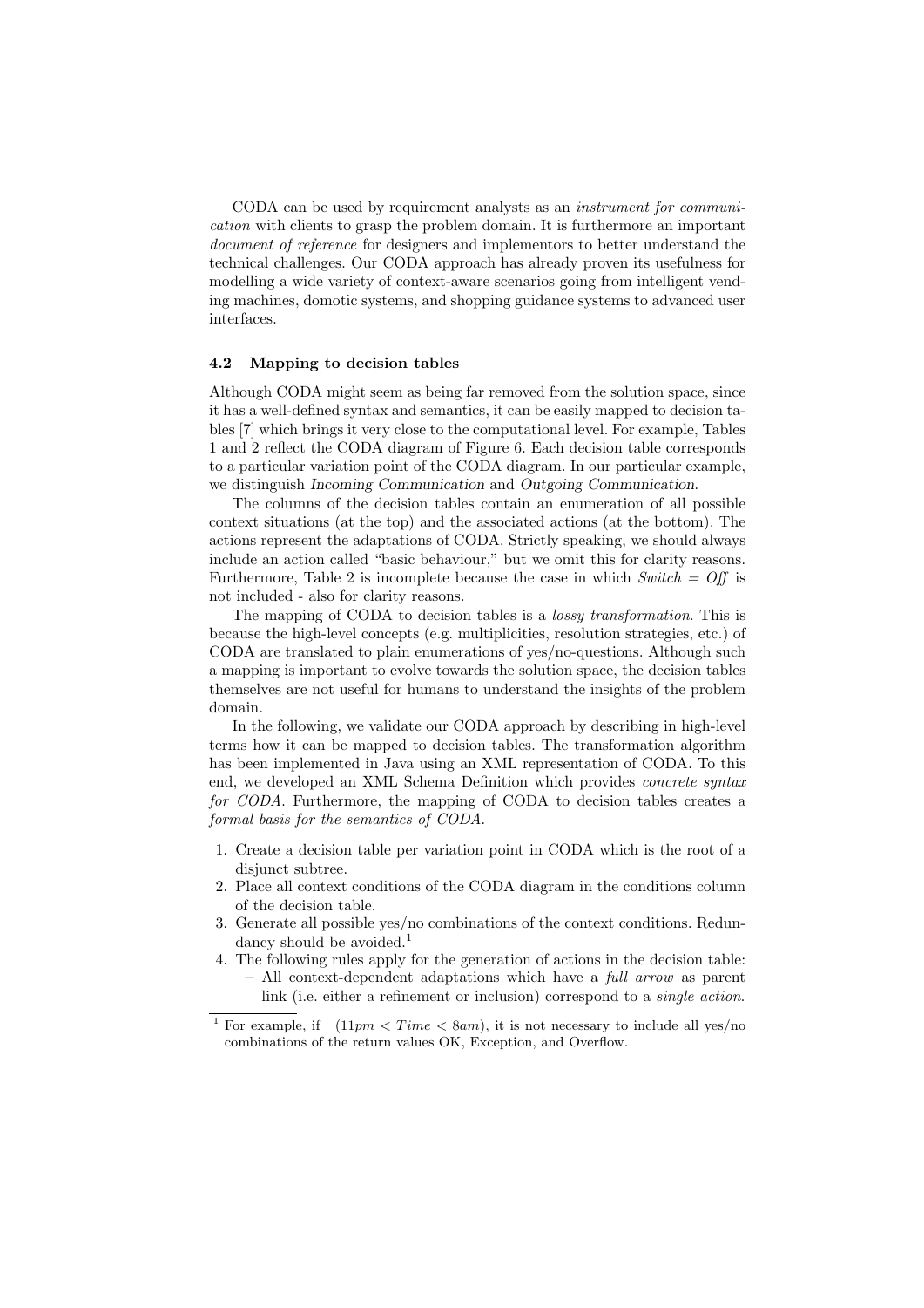CODA can be used by requirement analysts as an *instrument for communication* with clients to grasp the problem domain. It is furthermore an important *document of reference* for designers and implementors to better understand the technical challenges. Our CODA approach has already proven its usefulness for modelling a wide variety of context-aware scenarios going from intelligent vending machines, domotic systems, and shopping guidance systems to advanced user interfaces.

### 4.2 Mapping to decision tables

Although CODA might seem as being far removed from the solution space, since it has a well-defined syntax and semantics, it can be easily mapped to decision tables [7] which brings it very close to the computational level. For example, Tables 1 and 2 reflect the CODA diagram of Figure 6. Each decision table corresponds to a particular variation point of the CODA diagram. In our particular example, we distinguish Incoming Communication and Outgoing Communication.

The columns of the decision tables contain an enumeration of all possible context situations (at the top) and the associated actions (at the bottom). The actions represent the adaptations of CODA. Strictly speaking, we should always include an action called "basic behaviour," but we omit this for clarity reasons. Furthermore, Table 2 is incomplete because the case in which *Switch = Off* is not included - also for clarity reasons.

The mapping of CODA to decision tables is a *lossy transformation*. This is because the high-level concepts (e.g. multiplicities, resolution strategies, etc.) of CODA are translated to plain enumerations of yes/no-questions. Although such a mapping is important to evolve towards the solution space, the decision tables themselves are not useful for humans to understand the insights of the problem domain.

In the following, we validate our CODA approach by describing in high-level terms how it can be mapped to decision tables. The transformation algorithm has been implemented in Java using an XML representation of CODA. To this end, we developed an XML Schema Definition which provides *concrete syntax for CODA*. Furthermore, the mapping of CODA to decision tables creates a *formal basis for the semantics of CODA*.

1. Create a decision table per variation point in CODA which is the root of a disjunct subtree.
2. Place all context conditions of the CODA diagram in the conditions column of the decision table.
3. Generate all possible yes/no combinations of the context conditions. Redundancy should be avoided.[1]
4. The following rules apply for the generation of actions in the decision table:
   - All context-dependent adaptations which have a *full arrow* as parent link (i.e. either a refinement or inclusion) correspond to a *single action*.

[1] For example, if $\neg(11pm < Time < 8am)$, it is not necessary to include all yes/no combinations of the return values OK, Exception, and Overflow.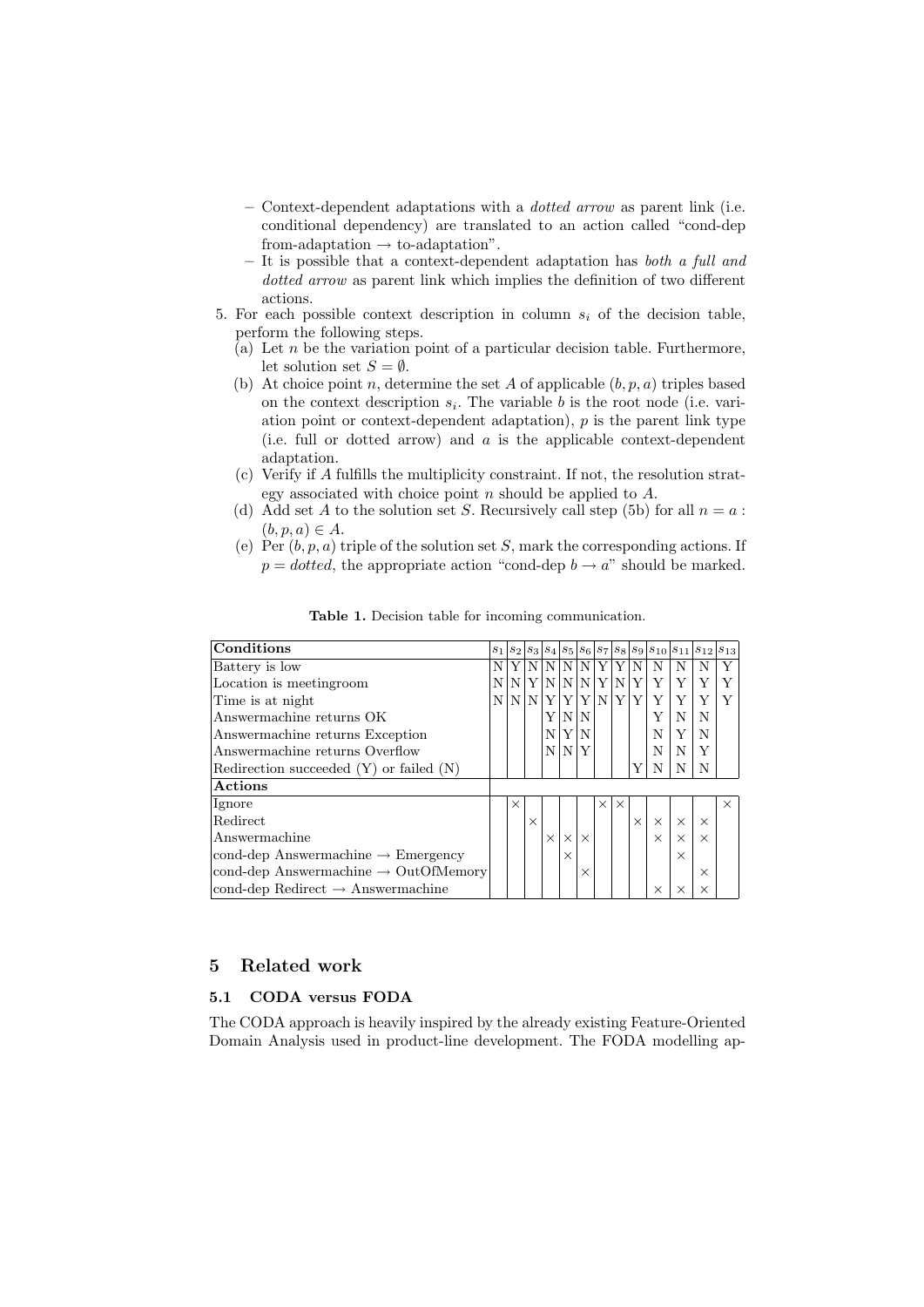– Context-dependent adaptations with a *dotted arrow* as parent link (i.e. conditional dependency) are translated to an action called "cond-dep from-adaptation → to-adaptation".

– It is possible that a context-dependent adaptation has *both a full and dotted arrow* as parent link which implies the definition of two different actions.

5. For each possible context description in column $s_i$ of the decision table, perform the following steps.
   (a) Let $n$ be the variation point of a particular decision table. Furthermore, let solution set $S = \emptyset$.
   (b) At choice point $n$, determine the set $A$ of applicable $(b, p, a)$ triples based on the context description $s_i$. The variable $b$ is the root node (i.e. variation point or context-dependent adaptation), $p$ is the parent link type (i.e. full or dotted arrow) and $a$ is the applicable context-dependent adaptation.
   (c) Verify if $A$ fulfills the multiplicity constraint. If not, the resolution strategy associated with choice point $n$ should be applied to $A$.
   (d) Add set $A$ to the solution set $S$. Recursively call step (5b) for all $n = a : (b, p, a) \in A$.
   (e) Per $(b, p, a)$ triple of the solution set $S$, mark the corresponding actions. If $p = dotted$, the appropriate action "cond-dep $b \rightarrow a$" should be marked.

**Table 1.** Decision table for incoming communication.

| **Conditions** | $s_1$ | $s_2$ | $s_3$ | $s_4$ | $s_5$ | $s_6$ | $s_7$ | $s_8$ | $s_9$ | $s_{10}$ | $s_{11}$ | $s_{12}$ | $s_{13}$ |
|---|---|---|---|---|---|---|---|---|---|---|---|---|---|
| Battery is low | N | Y | N | N | N | N | Y | Y | N | N | N | N | Y |
| Location is meetingroom | N | N | Y | N | N | N | Y | N | Y | Y | Y | Y | Y |
| Time is at night | N | N | N | Y | Y | Y | N | Y | Y | Y | Y | Y | Y |
| Answermachine returns OK | | | | Y | N | N | | | | Y | N | N | |
| Answermachine returns Exception | | | | N | Y | N | | | | N | Y | N | |
| Answermachine returns Overflow | | | | N | N | Y | | | | N | N | Y | |
| Redirection succeeded (Y) or failed (N) | | | | | | | | | Y | N | N | N | |
| **Actions** | | | | | | | | | | | | | |
| Ignore | | × | | | | | × | × | | | | | × |
| Redirect | | | × | | | | | | × | × | × | × | |
| Answermachine | | | | × | × | × | | | | × | × | × | |
| cond-dep Answermachine → Emergency | | | | | × | | | | | | × | | |
| cond-dep Answermachine → OutOfMemory | | | | | | × | | | | | | × | |
| cond-dep Redirect → Answermachine | | | | | | | | | | × | × | × | |

## 5 Related work

### 5.1 CODA versus FODA

The CODA approach is heavily inspired by the already existing Feature-Oriented Domain Analysis used in product-line development. The FODA modelling ap-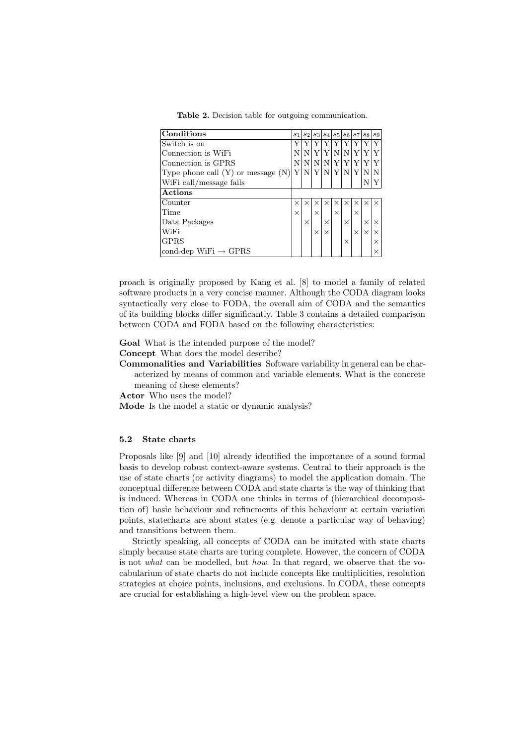**Table 2.** Decision table for outgoing communication.

| Conditions | $s_1$ | $s_2$ | $s_3$ | $s_4$ | $s_5$ | $s_6$ | $s_7$ | $s_8$ | $s_9$ |
|---|---|---|---|---|---|---|---|---|---|
| Switch is on | Y | Y | Y | Y | Y | Y | Y | Y | Y |
| Connection is WiFi | N | N | Y | Y | N | N | Y | Y | Y |
| Connection is GPRS | N | N | N | N | Y | Y | Y | Y | Y |
| Type phone call (Y) or message (N) | Y | N | Y | N | Y | N | Y | N | N |
| WiFi call/message fails | | | | | | | | N | Y |
| **Actions** | | | | | | | | | |
| Counter | × | × | × | × | × | × | × | × | × |
| Time | × | | × | | × | | × | | |
| Data Packages | | × | | × | | × | | × | × |
| WiFi | | | × | × | | | × | × | × |
| GPRS | | | | | | × | | | × |
| cond-dep WiFi → GPRS | | | | | | | | | × |

proach is originally proposed by Kang et al. [8] to model a family of related software products in a very concise manner. Although the CODA diagram looks syntactically very close to FODA, the overall aim of CODA and the semantics of its building blocks differ significantly. Table 3 contains a detailed comparison between CODA and FODA based on the following characteristics:

**Goal** What is the intended purpose of the model?

**Concept** What does the model describe?

**Commonalities and Variabilities** Software variability in general can be characterized by means of common and variable elements. What is the concrete meaning of these elements?

**Actor** Who uses the model?

**Mode** Is the model a static or dynamic analysis?

### 5.2 State charts

Proposals like [9] and [10] already identified the importance of a sound formal basis to develop robust context-aware systems. Central to their approach is the use of state charts (or activity diagrams) to model the application domain. The conceptual difference between CODA and state charts is the way of thinking that is induced. Whereas in CODA one thinks in terms of (hierarchical decomposition of) basic behaviour and refinements of this behaviour at certain variation points, statecharts are about states (e.g. denote a particular way of behaving) and transitions between them.

Strictly speaking, all concepts of CODA can be imitated with state charts simply because state charts are turing complete. However, the concern of CODA is not *what* can be modelled, but *how*. In that regard, we observe that the vocabularium of state charts do not include concepts like multiplicities, resolution strategies at choice points, inclusions, and exclusions. In CODA, these concepts are crucial for establishing a high-level view on the problem space.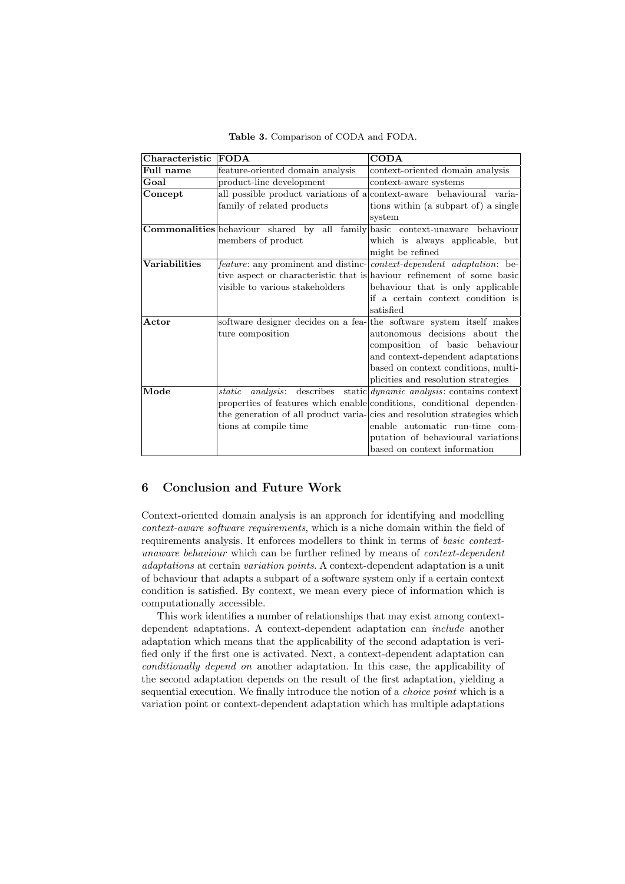**Table 3.** Comparison of CODA and FODA.

| Characteristic | FODA | CODA |
|---|---|---|
| **Full name** | feature-oriented domain analysis | context-oriented domain analysis |
| **Goal** | product-line development | context-aware systems |
| **Concept** | all possible product variations of a family of related products | context-aware behavioural variations within (a subpart of) a single system |
| **Commonalities** | behaviour shared by all family members of product | basic context-unaware behaviour which is always applicable, but might be refined |
| **Variabilities** | *feature*: any prominent and distinctive aspect or characteristic that is visible to various stakeholders | *context-dependent adaptation*: behaviour refinement of some basic behaviour that is only applicable if a certain context condition is satisfied |
| **Actor** | software designer decides on a feature composition | the software system itself makes autonomous decisions about the composition of basic behaviour and context-dependent adaptations based on context conditions, multiplicities and resolution strategies |
| **Mode** | *static analysis*: describes static properties of features which enable the generation of all product variations at compile time | *dynamic analysis*: contains context conditions, conditional dependencies and resolution strategies which enable automatic run-time computation of behavioural variations based on context information |

## 6 Conclusion and Future Work

Context-oriented domain analysis is an approach for identifying and modelling *context-aware software requirements*, which is a niche domain within the field of requirements analysis. It enforces modellers to think in terms of *basic context-unaware behaviour* which can be further refined by means of *context-dependent adaptations* at certain *variation points*. A context-dependent adaptation is a unit of behaviour that adapts a subpart of a software system only if a certain context condition is satisfied. By context, we mean every piece of information which is computationally accessible.

This work identifies a number of relationships that may exist among context-dependent adaptations. A context-dependent adaptation can *include* another adaptation which means that the applicability of the second adaptation is verified only if the first one is activated. Next, a context-dependent adaptation can *conditionally depend on* another adaptation. In this case, the applicability of the second adaptation depends on the result of the first adaptation, yielding a sequential execution. We finally introduce the notion of a *choice point* which is a variation point or context-dependent adaptation which has multiple adaptations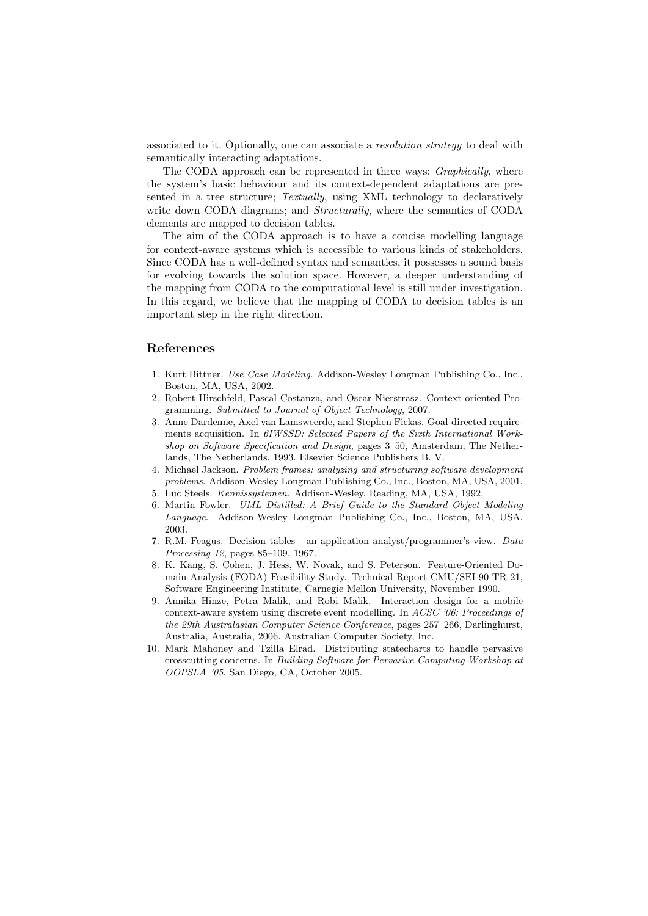associated to it. Optionally, one can associate a *resolution strategy* to deal with semantically interacting adaptations.

The CODA approach can be represented in three ways: *Graphically*, where the system's basic behaviour and its context-dependent adaptations are presented in a tree structure; *Textually*, using XML technology to declaratively write down CODA diagrams; and *Structurally*, where the semantics of CODA elements are mapped to decision tables.

The aim of the CODA approach is to have a concise modelling language for context-aware systems which is accessible to various kinds of stakeholders. Since CODA has a well-defined syntax and semantics, it possesses a sound basis for evolving towards the solution space. However, a deeper understanding of the mapping from CODA to the computational level is still under investigation. In this regard, we believe that the mapping of CODA to decision tables is an important step in the right direction.

## References

1. Kurt Bittner. *Use Case Modeling*. Addison-Wesley Longman Publishing Co., Inc., Boston, MA, USA, 2002.
2. Robert Hirschfeld, Pascal Costanza, and Oscar Nierstrasz. Context-oriented Programming. *Submitted to Journal of Object Technology*, 2007.
3. Anne Dardenne, Axel van Lamsweerde, and Stephen Fickas. Goal-directed requirements acquisition. In *6IWSSD: Selected Papers of the Sixth International Workshop on Software Specification and Design*, pages 3–50, Amsterdam, The Netherlands, The Netherlands, 1993. Elsevier Science Publishers B. V.
4. Michael Jackson. *Problem frames: analyzing and structuring software development problems*. Addison-Wesley Longman Publishing Co., Inc., Boston, MA, USA, 2001.
5. Luc Steels. *Kennissystemen*. Addison-Wesley, Reading, MA, USA, 1992.
6. Martin Fowler. *UML Distilled: A Brief Guide to the Standard Object Modeling Language*. Addison-Wesley Longman Publishing Co., Inc., Boston, MA, USA, 2003.
7. R.M. Feagus. Decision tables - an application analyst/programmer's view. *Data Processing 12*, pages 85–109, 1967.
8. K. Kang, S. Cohen, J. Hess, W. Novak, and S. Peterson. Feature-Oriented Domain Analysis (FODA) Feasibility Study. Technical Report CMU/SEI-90-TR-21, Software Engineering Institute, Carnegie Mellon University, November 1990.
9. Annika Hinze, Petra Malik, and Robi Malik. Interaction design for a mobile context-aware system using discrete event modelling. In *ACSC '06: Proceedings of the 29th Australasian Computer Science Conference*, pages 257–266, Darlinghurst, Australia, Australia, 2006. Australian Computer Society, Inc.
10. Mark Mahoney and Tzilla Elrad. Distributing statecharts to handle pervasive crosscutting concerns. In *Building Software for Pervasive Computing Workshop at OOPSLA '05*, San Diego, CA, October 2005.